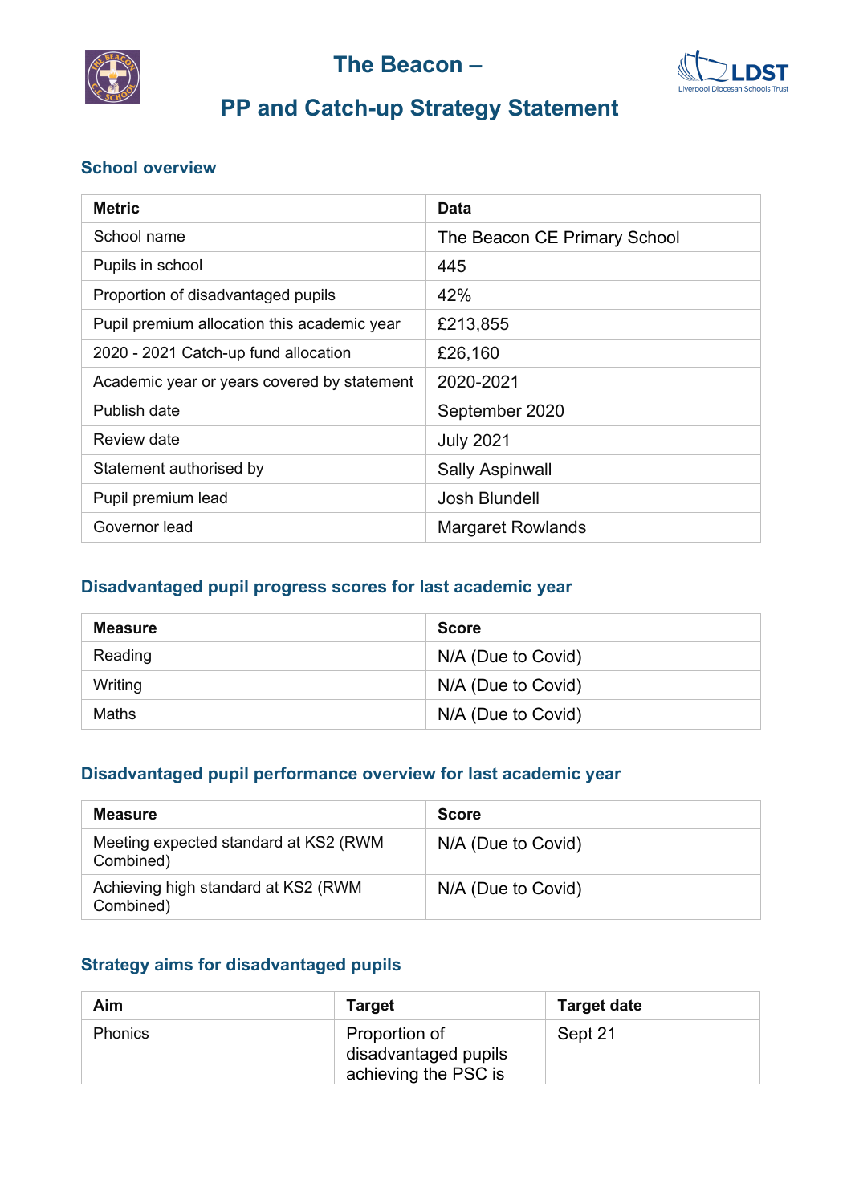# The Beacon – PP and Catch-up Strategy Statement

## School overview

| Metric | Data |
| --- | --- |
| School name | The Beacon CE Primary School |
| Pupils in school | 445 |
| Proportion of disadvantaged pupils | 42% |
| Pupil premium allocation this academic year | £213,855 |
| 2020 - 2021 Catch-up fund allocation | £26,160 |
| Academic year or years covered by statement | 2020-2021 |
| Publish date | September 2020 |
| Review date | July 2021 |
| Statement authorised by | Sally Aspinwall |
| Pupil premium lead | Josh Blundell |
| Governor lead | Margaret Rowlands |

## Disadvantaged pupil progress scores for last academic year

| Measure | Score |
| --- | --- |
| Reading | N/A (Due to Covid) |
| Writing | N/A (Due to Covid) |
| Maths | N/A (Due to Covid) |

## Disadvantaged pupil performance overview for last academic year

| Measure | Score |
| --- | --- |
| Meeting expected standard at KS2 (RWM Combined) | N/A (Due to Covid) |
| Achieving high standard at KS2 (RWM Combined) | N/A (Due to Covid) |

## Strategy aims for disadvantaged pupils

| Aim | Target | Target date |
| --- | --- | --- |
| Phonics | Proportion of disadvantaged pupils achieving the PSC is | Sept 21 |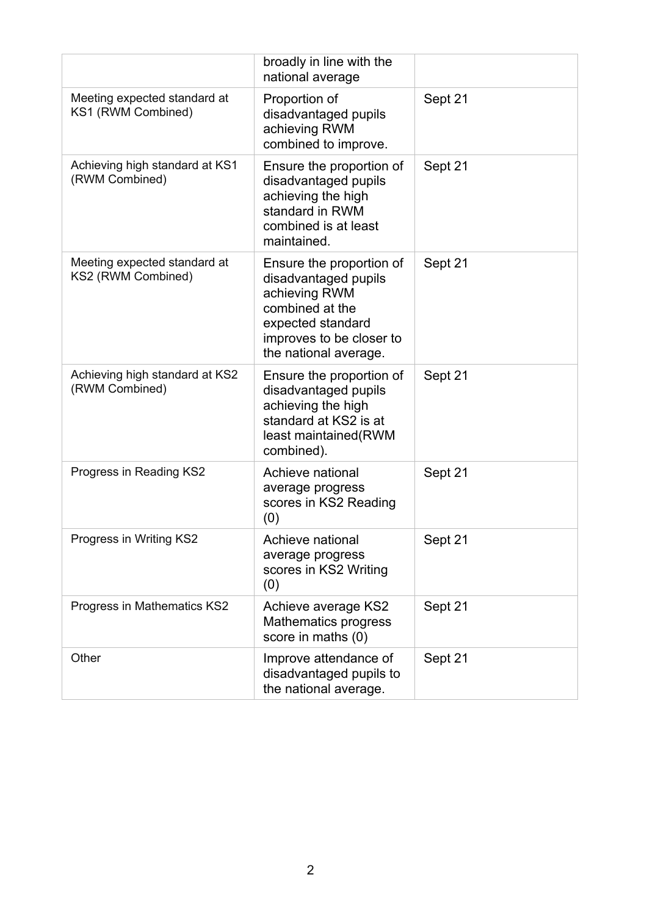| | | |
|---|---|---|
| | broadly in line with the national average | |
| Meeting expected standard at KS1 (RWM Combined) | Proportion of disadvantaged pupils achieving RWM combined to improve. | Sept 21 |
| Achieving high standard at KS1 (RWM Combined) | Ensure the proportion of disadvantaged pupils achieving the high standard in RWM combined is at least maintained. | Sept 21 |
| Meeting expected standard at KS2 (RWM Combined) | Ensure the proportion of disadvantaged pupils achieving RWM combined at the expected standard improves to be closer to the national average. | Sept 21 |
| Achieving high standard at KS2 (RWM Combined) | Ensure the proportion of disadvantaged pupils achieving the high standard at KS2 is at least maintained(RWM combined). | Sept 21 |
| Progress in Reading KS2 | Achieve national average progress scores in KS2 Reading (0) | Sept 21 |
| Progress in Writing KS2 | Achieve national average progress scores in KS2 Writing (0) | Sept 21 |
| Progress in Mathematics KS2 | Achieve average KS2 Mathematics progress score in maths (0) | Sept 21 |
| Other | Improve attendance of disadvantaged pupils to the national average. | Sept 21 |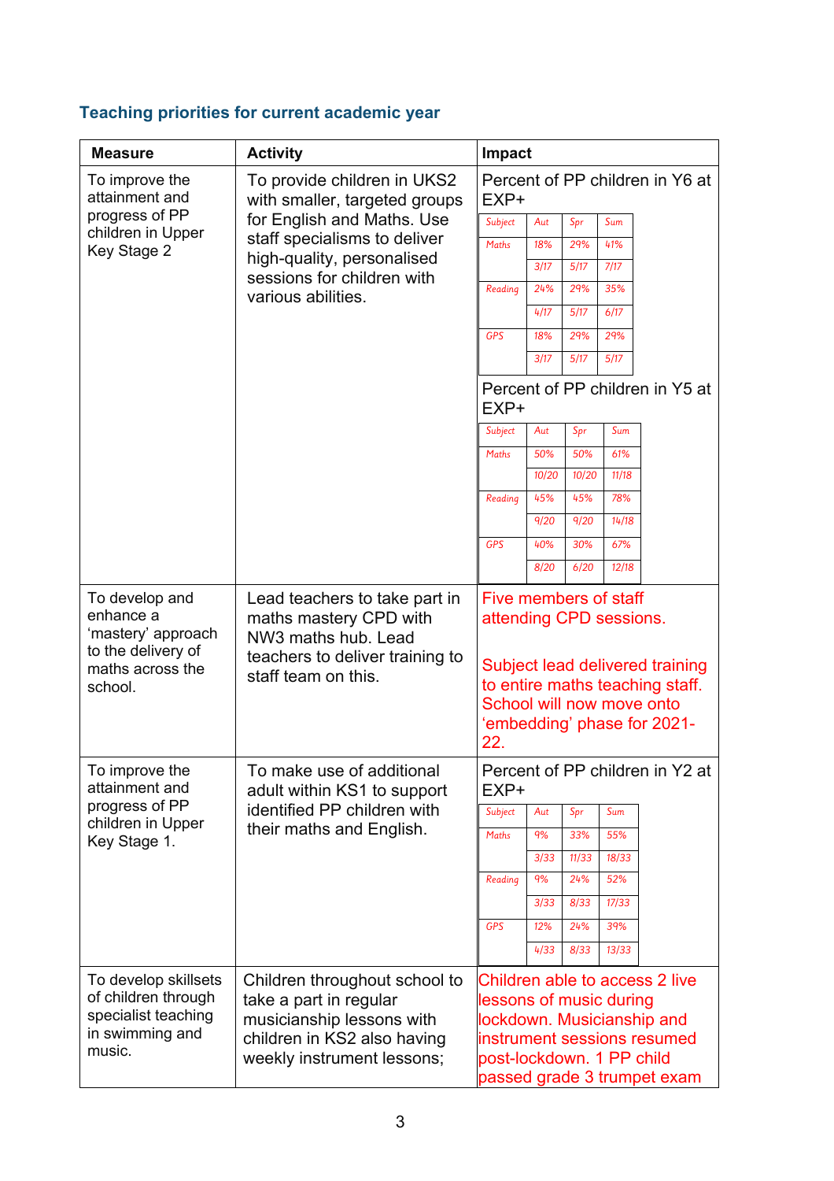## Teaching priorities for current academic year

| Measure | Activity | Impact |
|---|---|---|
| To improve the attainment and progress of PP children in Upper Key Stage 2 | To provide children in UKS2 with smaller, targeted groups for English and Maths. Use staff specialisms to deliver high-quality, personalised sessions for children with various abilities. | Percent of PP children in Y6 at EXP+<br><br>Subject / Aut / Spr / Sum<br>Maths: 18% (3/17), 29% (5/17), 41% (7/17)<br>Reading: 24% (4/17), 29% (5/17), 35% (6/17)<br>GPS: 18% (3/17), 29% (5/17), 29% (5/17)<br><br>Percent of PP children in Y5 at EXP+<br><br>Subject / Aut / Spr / Sum<br>Maths: 50% (10/20), 50% (10/20), 61% (11/18)<br>Reading: 45% (9/20), 45% (9/20), 78% (14/18)<br>GPS: 40% (8/20), 30% (6/20), 67% (12/18) |
| To develop and enhance a 'mastery' approach to the delivery of maths across the school. | Lead teachers to take part in maths mastery CPD with NW3 maths hub. Lead teachers to deliver training to staff team on this. | Five members of staff attending CPD sessions.<br><br>Subject lead delivered training to entire maths teaching staff. School will now move onto 'embedding' phase for 2021-22. |
| To improve the attainment and progress of PP children in Upper Key Stage 1. | To make use of additional adult within KS1 to support identified PP children with their maths and English. | Percent of PP children in Y2 at EXP+<br><br>Subject / Aut / Spr / Sum<br>Maths: 9% (3/33), 33% (11/33), 55% (18/33)<br>Reading: 9% (3/33), 24% (8/33), 52% (17/33)<br>GPS: 12% (4/33), 24% (8/33), 39% (13/33) |
| To develop skillsets of children through specialist teaching in swimming and music. | Children throughout school to take a part in regular musicianship lessons with children in KS2 also having weekly instrument lessons; | Children able to access 2 live lessons of music during lockdown. Musicianship and instrument sessions resumed post-lockdown. 1 PP child passed grade 3 trumpet exam |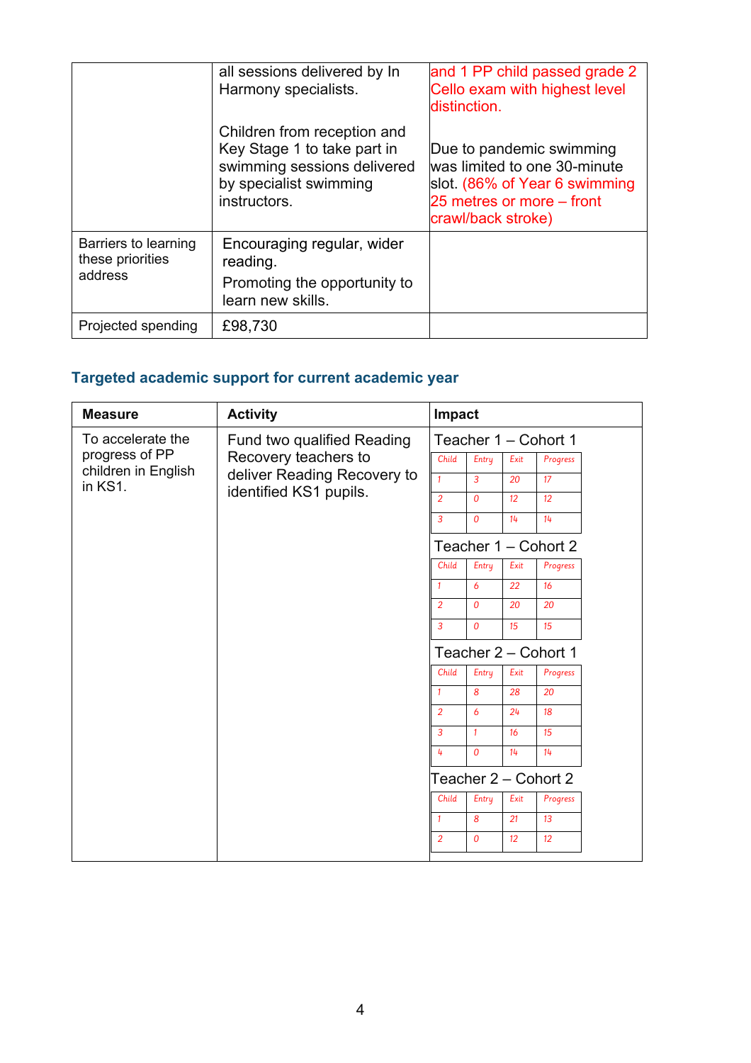| | | |
|---|---|---|
| | all sessions delivered by In Harmony specialists.<br><br>Children from reception and Key Stage 1 to take part in swimming sessions delivered by specialist swimming instructors. | and 1 PP child passed grade 2 Cello exam with highest level distinction.<br><br>Due to pandemic swimming was limited to one 30-minute slot. (86% of Year 6 swimming 25 metres or more – front crawl/back stroke) |
| Barriers to learning these priorities address | Encouraging regular, wider reading.<br>Promoting the opportunity to learn new skills. | |
| Projected spending | £98,730 | |

## Targeted academic support for current academic year

| Measure | Activity | Impact |
|---|---|---|
| To accelerate the progress of PP children in English in KS1. | Fund two qualified Reading Recovery teachers to deliver Reading Recovery to identified KS1 pupils. | See tables below |

**Teacher 1 – Cohort 1**

| Child | Entry | Exit | Progress |
|---|---|---|---|
| 1 | 3 | 20 | 17 |
| 2 | 0 | 12 | 12 |
| 3 | 0 | 14 | 14 |

**Teacher 1 – Cohort 2**

| Child | Entry | Exit | Progress |
|---|---|---|---|
| 1 | 6 | 22 | 16 |
| 2 | 0 | 20 | 20 |
| 3 | 0 | 15 | 15 |

**Teacher 2 – Cohort 1**

| Child | Entry | Exit | Progress |
|---|---|---|---|
| 1 | 8 | 28 | 20 |
| 2 | 6 | 24 | 18 |
| 3 | 1 | 16 | 15 |
| 4 | 0 | 14 | 14 |

**Teacher 2 – Cohort 2**

| Child | Entry | Exit | Progress |
|---|---|---|---|
| 1 | 8 | 21 | 13 |
| 2 | 0 | 12 | 12 |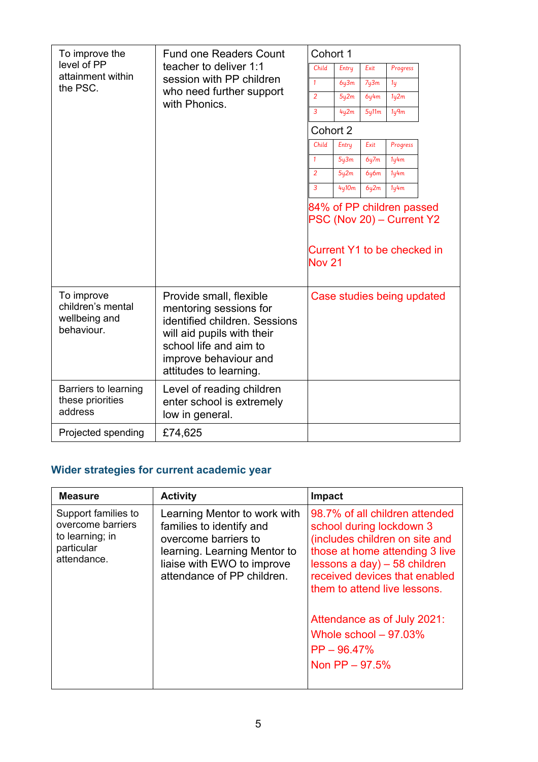| | | |
|---|---|---|
| To improve the level of PP attainment within the PSC. | Fund one Readers Count teacher to deliver 1:1 session with PP children who need further support with Phonics. | Cohort 1<br><br>Child \| Entry \| Exit \| Progress<br>1 \| 6y3m \| 7y3m \| 1y<br>2 \| 5y2m \| 6y4m \| 1y2m<br>3 \| 4y2m \| 5y11m \| 1y9m<br><br>Cohort 2<br><br>Child \| Entry \| Exit \| Progress<br>1 \| 5y3m \| 6y7m \| 1y4m<br>2 \| 5y2m \| 6y6m \| 1y4m<br>3 \| 4y10m \| 6y2m \| 1y4m<br><br>84% of PP children passed PSC (Nov 20) – Current Y2<br><br>Current Y1 to be checked in Nov 21 |
| To improve children's mental wellbeing and behaviour. | Provide small, flexible mentoring sessions for identified children. Sessions will aid pupils with their school life and aim to improve behaviour and attitudes to learning. | Case studies being updated |
| Barriers to learning these priorities address | Level of reading children enter school is extremely low in general. | |
| Projected spending | £74,625 | |

## Wider strategies for current academic year

| Measure | Activity | Impact |
|---|---|---|
| Support families to overcome barriers to learning; in particular attendance. | Learning Mentor to work with families to identify and overcome barriers to learning. Learning Mentor to liaise with EWO to improve attendance of PP children. | 98.7% of all children attended school during lockdown 3 (includes children on site and those at home attending 3 live lessons a day) – 58 children received devices that enabled them to attend live lessons.<br><br>Attendance as of July 2021:<br>Whole school – 97.03%<br>PP – 96.47%<br>Non PP – 97.5% |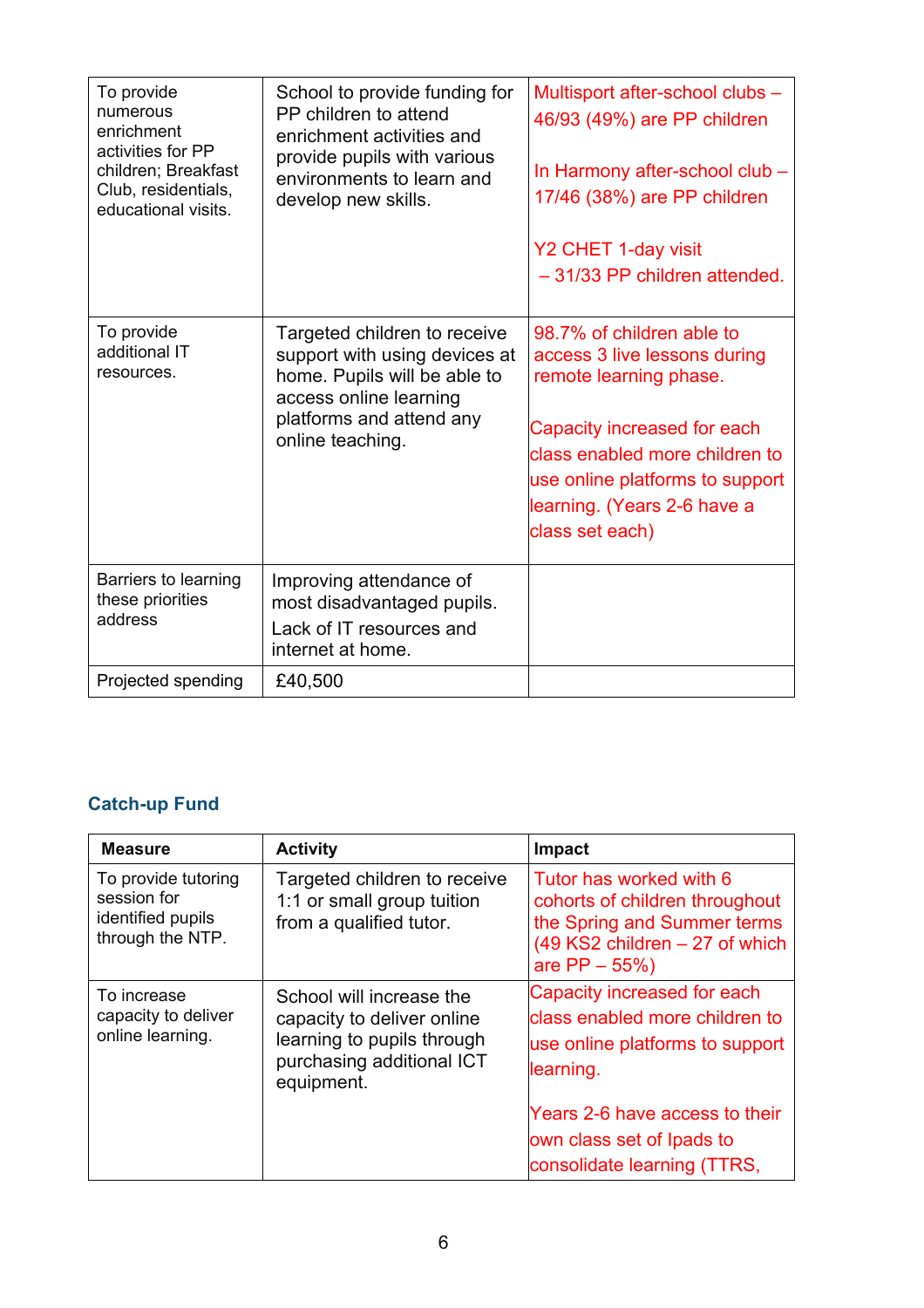| | | |
|---|---|---|
| To provide numerous enrichment activities for PP children; Breakfast Club, residentials, educational visits. | School to provide funding for PP children to attend enrichment activities and provide pupils with various environments to learn and develop new skills. | Multisport after-school clubs – 46/93 (49%) are PP children<br><br>In Harmony after-school club – 17/46 (38%) are PP children<br><br>Y2 CHET 1-day visit – 31/33 PP children attended. |
| To provide additional IT resources. | Targeted children to receive support with using devices at home. Pupils will be able to access online learning platforms and attend any online teaching. | 98.7% of children able to access 3 live lessons during remote learning phase.<br><br>Capacity increased for each class enabled more children to use online platforms to support learning. (Years 2-6 have a class set each) |
| Barriers to learning these priorities address | Improving attendance of most disadvantaged pupils.<br>Lack of IT resources and internet at home. | |
| Projected spending | £40,500 | |

## Catch-up Fund

| Measure | Activity | Impact |
|---|---|---|
| To provide tutoring session for identified pupils through the NTP. | Targeted children to receive 1:1 or small group tuition from a qualified tutor. | Tutor has worked with 6 cohorts of children throughout the Spring and Summer terms (49 KS2 children – 27 of which are PP – 55%) |
| To increase capacity to deliver online learning. | School will increase the capacity to deliver online learning to pupils through purchasing additional ICT equipment. | Capacity increased for each class enabled more children to use online platforms to support learning.<br><br>Years 2-6 have access to their own class set of Ipads to consolidate learning (TTRS, |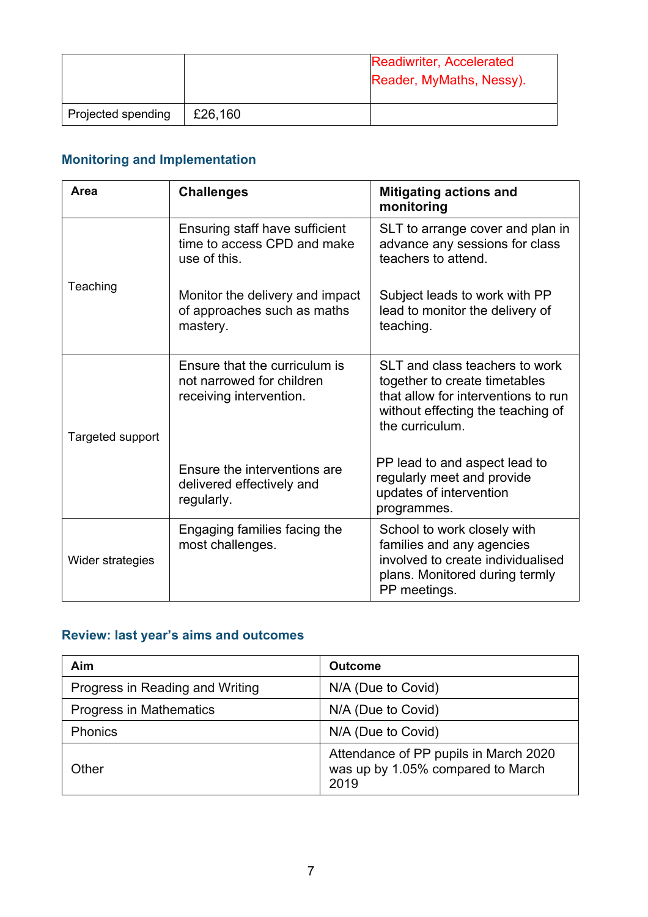| | | |
|---|---|---|
| | | Readiwriter, Accelerated Reader, MyMaths, Nessy). |
| Projected spending | £26,160 | |

## Monitoring and Implementation

| Area | Challenges | Mitigating actions and monitoring |
|---|---|---|
| Teaching | Ensuring staff have sufficient time to access CPD and make use of this.<br><br>Monitor the delivery and impact of approaches such as maths mastery. | SLT to arrange cover and plan in advance any sessions for class teachers to attend.<br><br>Subject leads to work with PP lead to monitor the delivery of teaching. |
| Targeted support | Ensure that the curriculum is not narrowed for children receiving intervention.<br><br>Ensure the interventions are delivered effectively and regularly. | SLT and class teachers to work together to create timetables that allow for interventions to run without effecting the teaching of the curriculum.<br><br>PP lead to and aspect lead to regularly meet and provide updates of intervention programmes. |
| Wider strategies | Engaging families facing the most challenges. | School to work closely with families and any agencies involved to create individualised plans. Monitored during termly PP meetings. |

## Review: last year's aims and outcomes

| Aim | Outcome |
|---|---|
| Progress in Reading and Writing | N/A (Due to Covid) |
| Progress in Mathematics | N/A (Due to Covid) |
| Phonics | N/A (Due to Covid) |
| Other | Attendance of PP pupils in March 2020 was up by 1.05% compared to March 2019 |